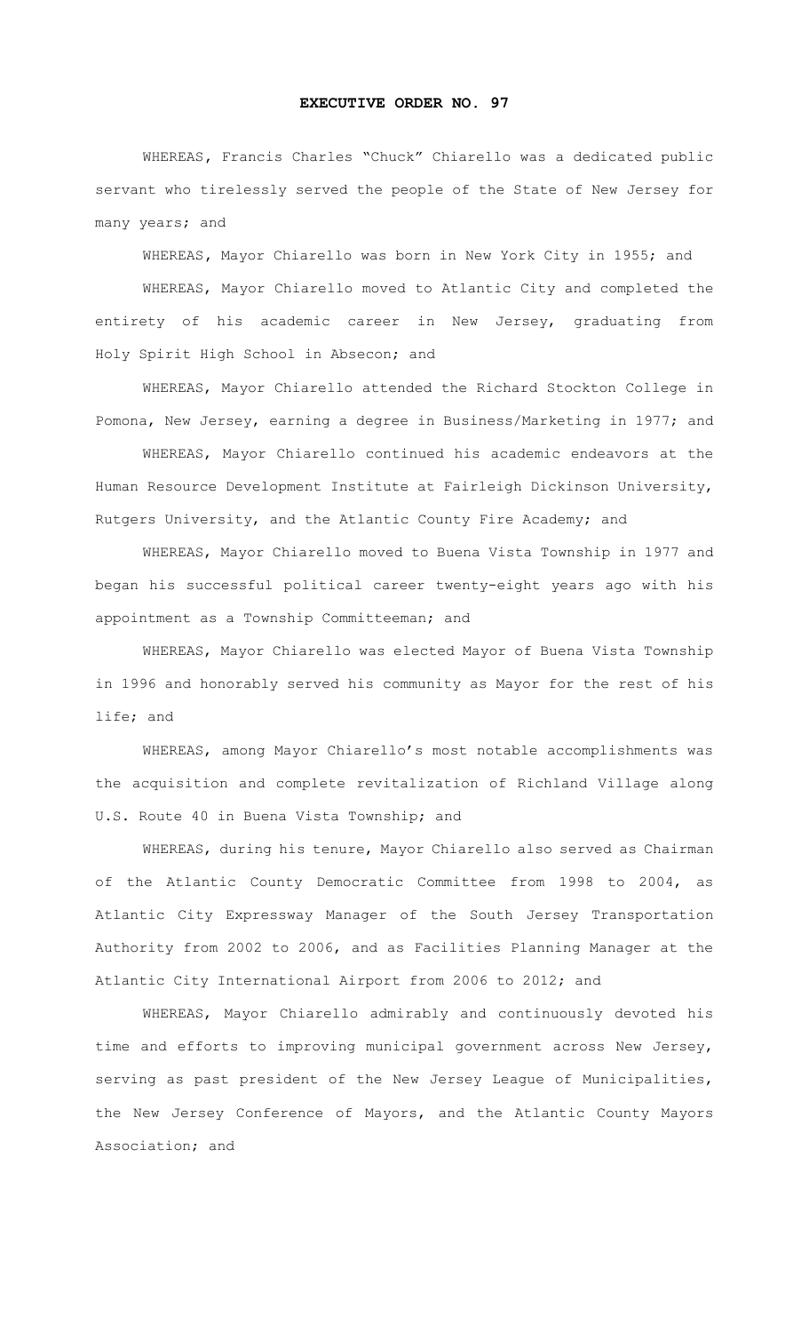# EXECUTIVE ORDER NO. 97

WHEREAS, Francis Charles "Chuck" Chiarello was a dedicated public servant who tirelessly served the people of the State of New Jersey for many years; and

WHEREAS, Mayor Chiarello was born in New York City in 1955; and

WHEREAS, Mayor Chiarello moved to Atlantic City and completed the entirety of his academic career in New Jersey, graduating from Holy Spirit High School in Absecon; and

WHEREAS, Mayor Chiarello attended the Richard Stockton College in Pomona, New Jersey, earning a degree in Business/Marketing in 1977; and

WHEREAS, Mayor Chiarello continued his academic endeavors at the Human Resource Development Institute at Fairleigh Dickinson University, Rutgers University, and the Atlantic County Fire Academy; and

WHEREAS, Mayor Chiarello moved to Buena Vista Township in 1977 and began his successful political career twenty-eight years ago with his appointment as a Township Committeeman; and

WHEREAS, Mayor Chiarello was elected Mayor of Buena Vista Township in 1996 and honorably served his community as Mayor for the rest of his life; and

WHEREAS, among Mayor Chiarello's most notable accomplishments was the acquisition and complete revitalization of Richland Village along U.S. Route 40 in Buena Vista Township; and

WHEREAS, during his tenure, Mayor Chiarello also served as Chairman of the Atlantic County Democratic Committee from 1998 to 2004, as Atlantic City Expressway Manager of the South Jersey Transportation Authority from 2002 to 2006, and as Facilities Planning Manager at the Atlantic City International Airport from 2006 to 2012; and

WHEREAS, Mayor Chiarello admirably and continuously devoted his time and efforts to improving municipal government across New Jersey, serving as past president of the New Jersey League of Municipalities, the New Jersey Conference of Mayors, and the Atlantic County Mayors Association; and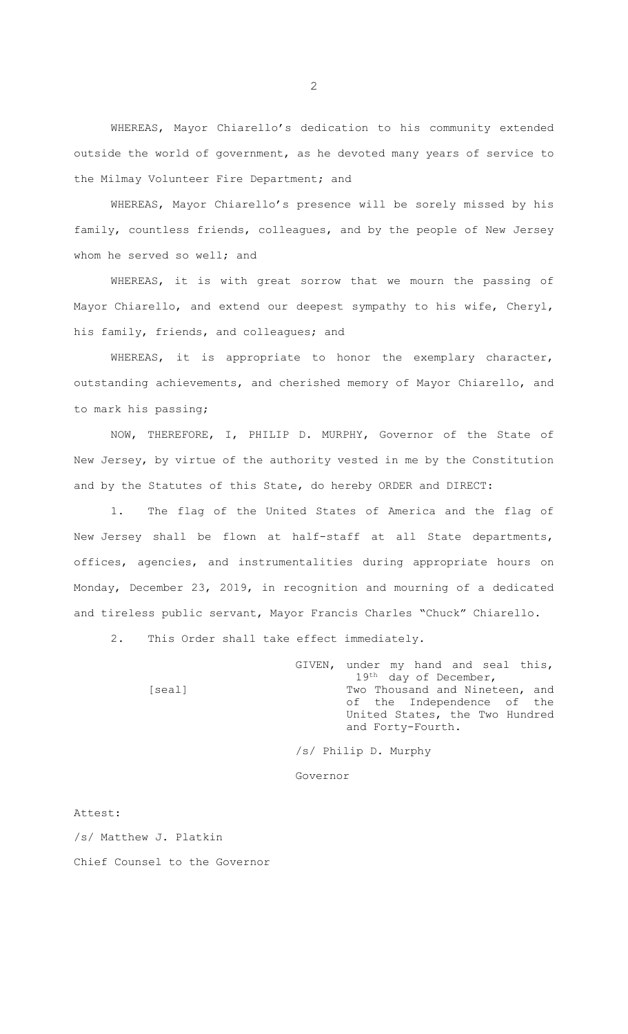WHEREAS, Mayor Chiarello's dedication to his community extended outside the world of government, as he devoted many years of service to the Milmay Volunteer Fire Department; and

WHEREAS, Mayor Chiarello's presence will be sorely missed by his family, countless friends, colleagues, and by the people of New Jersey whom he served so well; and

WHEREAS, it is with great sorrow that we mourn the passing of Mayor Chiarello, and extend our deepest sympathy to his wife, Cheryl, his family, friends, and colleagues; and

WHEREAS, it is appropriate to honor the exemplary character, outstanding achievements, and cherished memory of Mayor Chiarello, and to mark his passing;

NOW, THEREFORE, I, PHILIP D. MURPHY, Governor of the State of New Jersey, by virtue of the authority vested in me by the Constitution and by the Statutes of this State, do hereby ORDER and DIRECT:

1. The flag of the United States of America and the flag of New Jersey shall be flown at half-staff at all State departments, offices, agencies, and instrumentalities during appropriate hours on Monday, December 23, 2019, in recognition and mourning of a dedicated and tireless public servant, Mayor Francis Charles "Chuck" Chiarello.

2. This Order shall take effect immediately.

[seal]

GIVEN, under my hand and seal this, 19th day of December, Two Thousand and Nineteen, and of the Independence of the United States, the Two Hundred and Forty-Fourth.

/s/ Philip D. Murphy

Governor

Attest:

/s/ Matthew J. Platkin

Chief Counsel to the Governor